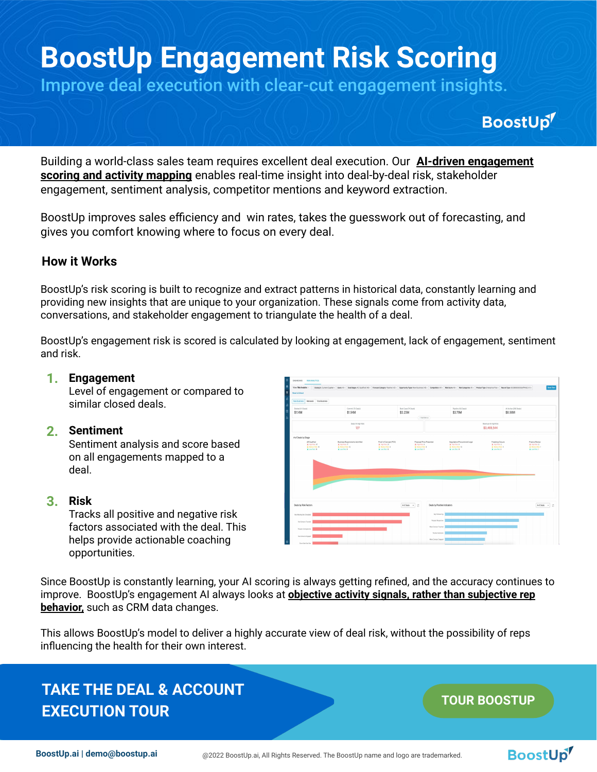# BoostUp Engagement Risk Scoring

## Improve deal execution with clear-cut engagement insights.

BoostUp

Building a world-class sales team requires excellent deal execution. Our **AI-driven engagement scoring and activity mapping** enables real-time insight into deal-by-deal risk, stakeholder engagement, sentiment analysis, competitor mentions and keyword extraction.

BoostUp improves sales efficiency and win rates, takes the guesswork out of forecasting, and gives you comfort knowing where to focus on every deal.

### How it Works

BoostUp's risk scoring is built to recognize and extract patterns in historical data, constantly learning and providing new insights that are unique to your organization. These signals come from activity data, conversations, and stakeholder engagement to triangulate the health of a deal.

BoostUp's engagement risk is scored is calculated by looking at engagement, lack of engagement, sentiment and risk.

1. **Engagement**
   Level of engagement or compared to similar closed deals.

2. **Sentiment**
   Sentiment analysis and score based on all engagements mapped to a deal.

3. **Risk**
   Tracks all positive and negative risk factors associated with the deal. This helps provide actionable coaching opportunities.

Since BoostUp is constantly learning, your AI scoring is always getting refined, and the accuracy continues to improve. BoostUp's engagement AI always looks at **objective activity signals, rather than subjective rep behavior,** such as CRM data changes.

This allows BoostUp's model to deliver a highly accurate view of deal risk, without the possibility of reps influencing the health for their own interest.

**TAKE THE DEAL & ACCOUNT EXECUTION TOUR**

**TOUR BOOSTUP**

BoostUp.ai | demo@boostup.ai

@2022 BoostUp.ai, All Rights Reserved. The BoostUp name and logo are trademarked.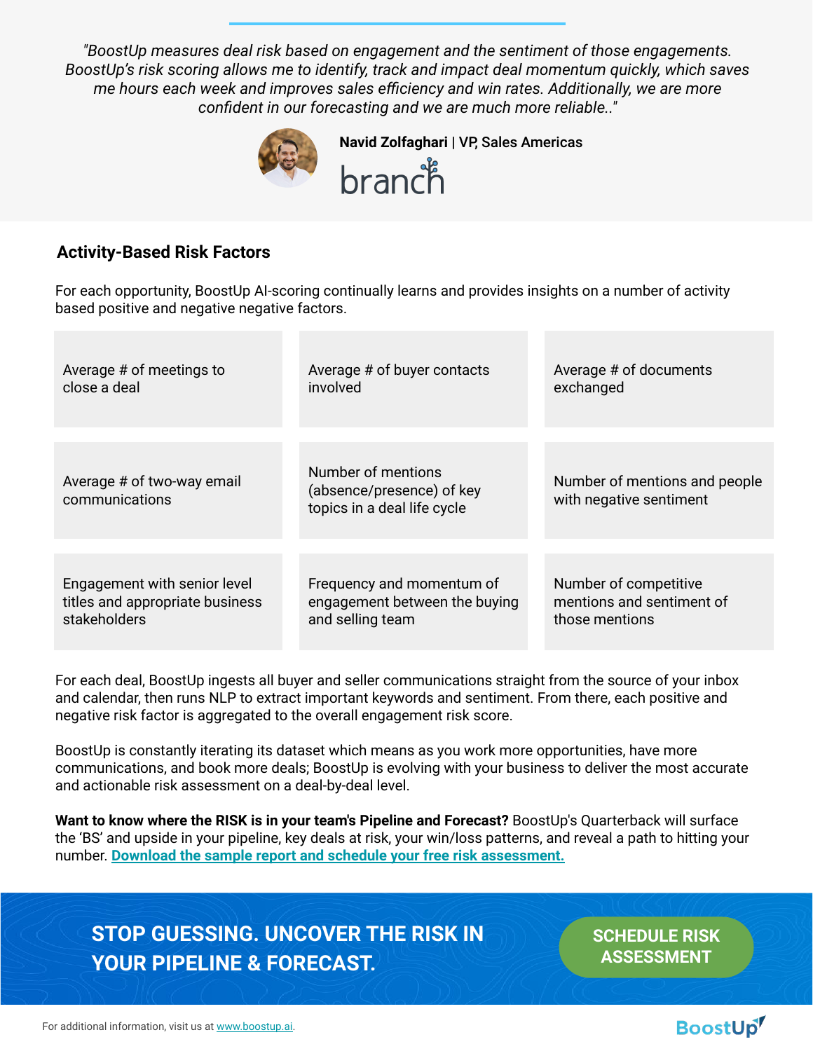*"BoostUp measures deal risk based on engagement and the sentiment of those engagements. BoostUp's risk scoring allows me to identify, track and impact deal momentum quickly, which saves me hours each week and improves sales efficiency and win rates. Additionally, we are more confident in our forecasting and we are much more reliable.."*

**Navid Zolfaghari** | VP, Sales Americas

branch

### Activity-Based Risk Factors

For each opportunity, BoostUp AI-scoring continually learns and provides insights on a number of activity based positive and negative negative factors.

| | | |
|---|---|---|
| Average # of meetings to close a deal | Average # of buyer contacts involved | Average # of documents exchanged |
| Average # of two-way email communications | Number of mentions (absence/presence) of key topics in a deal life cycle | Number of mentions and people with negative sentiment |
| Engagement with senior level titles and appropriate business stakeholders | Frequency and momentum of engagement between the buying and selling team | Number of competitive mentions and sentiment of those mentions |

For each deal, BoostUp ingests all buyer and seller communications straight from the source of your inbox and calendar, then runs NLP to extract important keywords and sentiment. From there, each positive and negative risk factor is aggregated to the overall engagement risk score.

BoostUp is constantly iterating its dataset which means as you work more opportunities, have more communications, and book more deals; BoostUp is evolving with your business to deliver the most accurate and actionable risk assessment on a deal-by-deal level.

**Want to know where the RISK is in your team's Pipeline and Forecast?** BoostUp's Quarterback will surface the 'BS' and upside in your pipeline, key deals at risk, your win/loss patterns, and reveal a path to hitting your number. **Download the sample report and schedule your free risk assessment.**

**STOP GUESSING. UNCOVER THE RISK IN YOUR PIPELINE & FORECAST.**

**SCHEDULE RISK ASSESSMENT**

For additional information, visit us at www.boostup.ai.

BoostUp